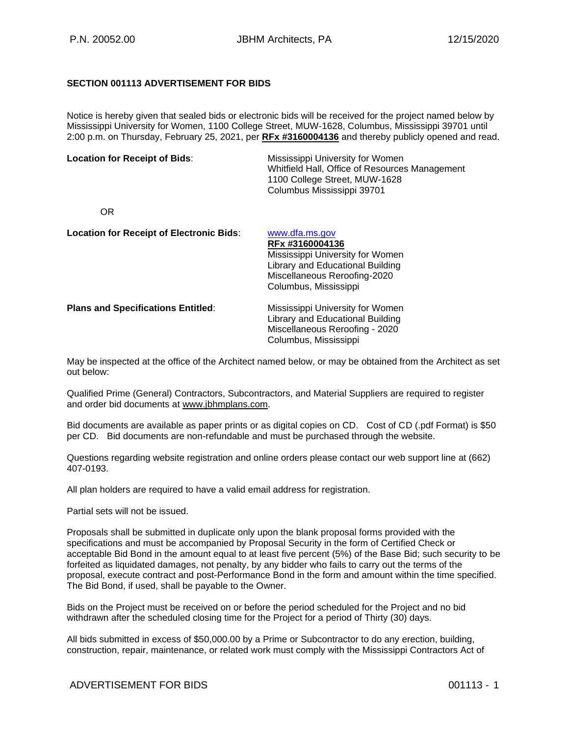## SECTION 001113 ADVERTISEMENT FOR BIDS

Notice is hereby given that sealed bids or electronic bids will be received for the project named below by Mississippi University for Women, 1100 College Street, MUW-1628, Columbus, Mississippi 39701 until 2:00 p.m. on Thursday, February 25, 2021, per **RFx #3160004136** and thereby publicly opened and read.

**Location for Receipt of Bids**:

Mississippi University for Women
Whitfield Hall, Office of Resources Management
1100 College Street, MUW-1628
Columbus Mississippi 39701

OR

**Location for Receipt of Electronic Bids**:

www.dfa.ms.gov
**RFx #3160004136**
Mississippi University for Women
Library and Educational Building
Miscellaneous Reroofing-2020
Columbus, Mississippi

**Plans and Specifications Entitled**:

Mississippi University for Women
Library and Educational Building
Miscellaneous Reroofing - 2020
Columbus, Mississippi

May be inspected at the office of the Architect named below, or may be obtained from the Architect as set out below:

Qualified Prime (General) Contractors, Subcontractors, and Material Suppliers are required to register and order bid documents at www.jbhmplans.com.

Bid documents are available as paper prints or as digital copies on CD. Cost of CD (.pdf Format) is $50 per CD. Bid documents are non-refundable and must be purchased through the website.

Questions regarding website registration and online orders please contact our web support line at (662) 407-0193.

All plan holders are required to have a valid email address for registration.

Partial sets will not be issued.

Proposals shall be submitted in duplicate only upon the blank proposal forms provided with the specifications and must be accompanied by Proposal Security in the form of Certified Check or acceptable Bid Bond in the amount equal to at least five percent (5%) of the Base Bid; such security to be forfeited as liquidated damages, not penalty, by any bidder who fails to carry out the terms of the proposal, execute contract and post-Performance Bond in the form and amount within the time specified. The Bid Bond, if used, shall be payable to the Owner.

Bids on the Project must be received on or before the period scheduled for the Project and no bid withdrawn after the scheduled closing time for the Project for a period of Thirty (30) days.

All bids submitted in excess of $50,000.00 by a Prime or Subcontractor to do any erection, building, construction, repair, maintenance, or related work must comply with the Mississippi Contractors Act of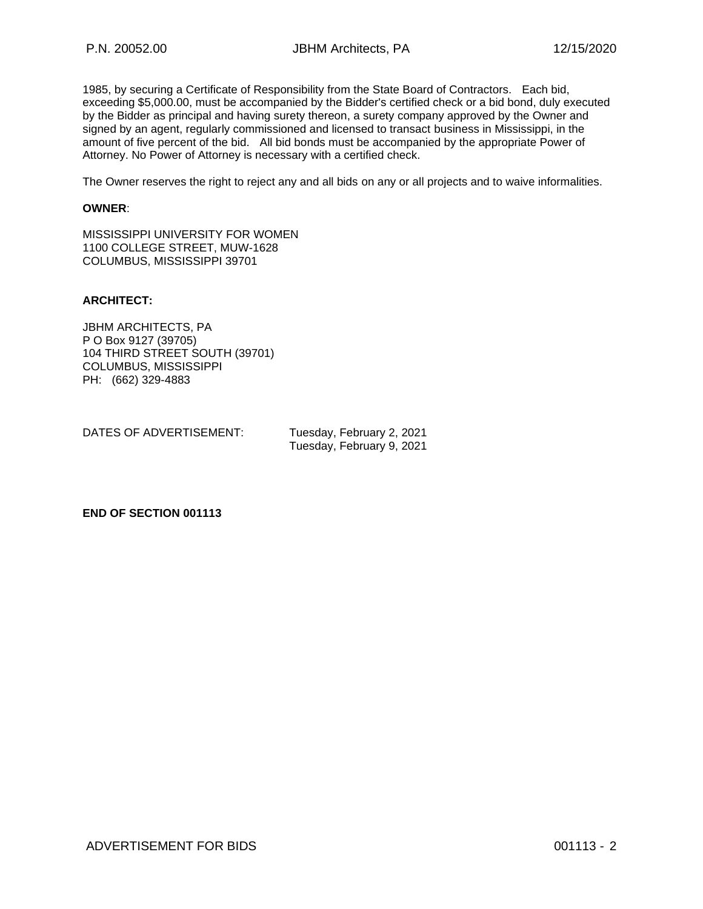1985, by securing a Certificate of Responsibility from the State Board of Contractors. Each bid, exceeding $5,000.00, must be accompanied by the Bidder's certified check or a bid bond, duly executed by the Bidder as principal and having surety thereon, a surety company approved by the Owner and signed by an agent, regularly commissioned and licensed to transact business in Mississippi, in the amount of five percent of the bid. All bid bonds must be accompanied by the appropriate Power of Attorney. No Power of Attorney is necessary with a certified check.

The Owner reserves the right to reject any and all bids on any or all projects and to waive informalities.

**OWNER**:

MISSISSIPPI UNIVERSITY FOR WOMEN
1100 COLLEGE STREET, MUW-1628
COLUMBUS, MISSISSIPPI 39701

**ARCHITECT:**

JBHM ARCHITECTS, PA
P O Box 9127 (39705)
104 THIRD STREET SOUTH (39701)
COLUMBUS, MISSISSIPPI
PH: (662) 329-4883

DATES OF ADVERTISEMENT: Tuesday, February 2, 2021
Tuesday, February 9, 2021

**END OF SECTION 001113**